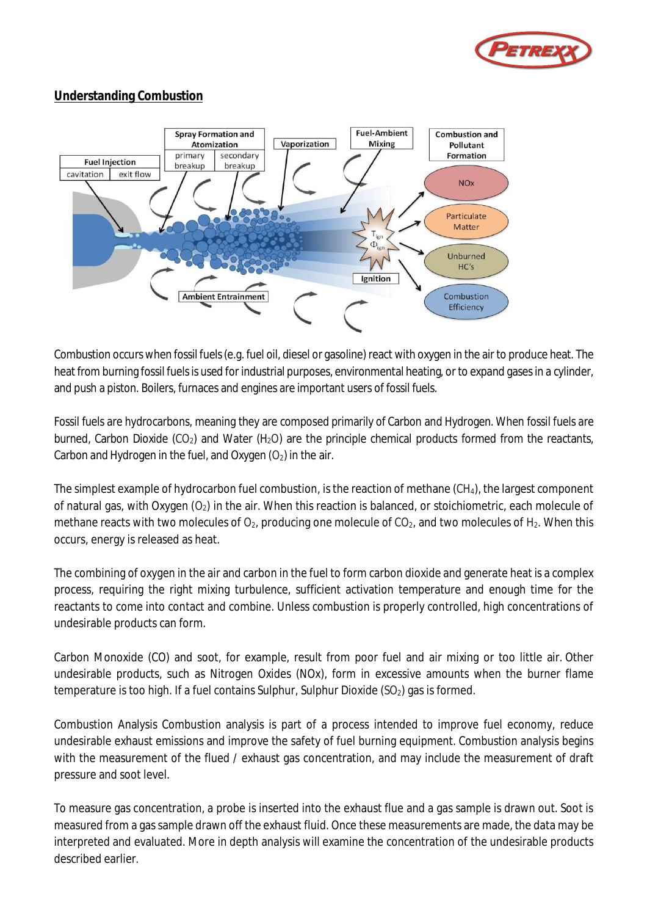## Understanding Combustion

Combustion occurs when fossil fuels (e.g. fuel oil, diesel or gasoline) react with oxygen in the air to produce heat. The heat from burning fossil fuels is used for industrial purposes, environmental heating, or to expand gases in a cylinder, and push a piston. Boilers, furnaces and engines are important users of fossil fuels.

Fossil fuels are hydrocarbons, meaning they are composed primarily of Carbon and Hydrogen. When fossil fuels are burned, Carbon Dioxide ($CO_2$) and Water ($H_2O$) are the principle chemical products formed from the reactants, Carbon and Hydrogen in the fuel, and Oxygen ($O_2$) in the air.

The simplest example of hydrocarbon fuel combustion, is the reaction of methane ($CH_4$), the largest component of natural gas, with Oxygen ($O_2$) in the air. When this reaction is balanced, or stoichiometric, each molecule of methane reacts with two molecules of $O_2$, producing one molecule of $CO_2$, and two molecules of $H_2$. When this occurs, energy is released as heat.

The combining of oxygen in the air and carbon in the fuel to form carbon dioxide and generate heat is a complex process, requiring the right mixing turbulence, sufficient activation temperature and enough time for the reactants to come into contact and combine. Unless combustion is properly controlled, high concentrations of undesirable products can form.

Carbon Monoxide (CO) and soot, for example, result from poor fuel and air mixing or too little air. Other undesirable products, such as Nitrogen Oxides (NOx), form in excessive amounts when the burner flame temperature is too high. If a fuel contains Sulphur, Sulphur Dioxide ($SO_2$) gas is formed.

Combustion Analysis Combustion analysis is part of a process intended to improve fuel economy, reduce undesirable exhaust emissions and improve the safety of fuel burning equipment. Combustion analysis begins with the measurement of the flued / exhaust gas concentration, and may include the measurement of draft pressure and soot level.

To measure gas concentration, a probe is inserted into the exhaust flue and a gas sample is drawn out. Soot is measured from a gas sample drawn off the exhaust fluid. Once these measurements are made, the data may be interpreted and evaluated. More in depth analysis will examine the concentration of the undesirable products described earlier.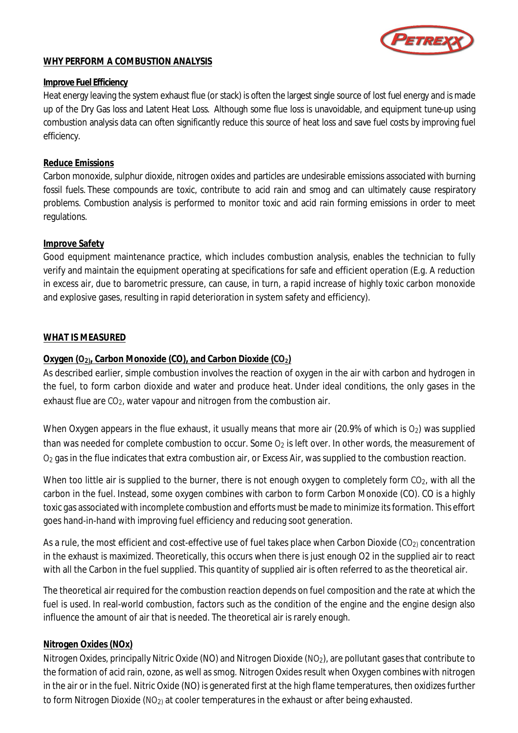## WHY PERFORM A COMBUSTION ANALYSIS

### Improve Fuel Efficiency

Heat energy leaving the system exhaust flue (or stack) is often the largest single source of lost fuel energy and is made up of the Dry Gas loss and Latent Heat Loss. Although some flue loss is unavoidable, and equipment tune-up using combustion analysis data can often significantly reduce this source of heat loss and save fuel costs by improving fuel efficiency.

### Reduce Emissions

Carbon monoxide, sulphur dioxide, nitrogen oxides and particles are undesirable emissions associated with burning fossil fuels. These compounds are toxic, contribute to acid rain and smog and can ultimately cause respiratory problems. Combustion analysis is performed to monitor toxic and acid rain forming emissions in order to meet regulations.

### Improve Safety

Good equipment maintenance practice, which includes combustion analysis, enables the technician to fully verify and maintain the equipment operating at specifications for safe and efficient operation (E.g. A reduction in excess air, due to barometric pressure, can cause, in turn, a rapid increase of highly toxic carbon monoxide and explosive gases, resulting in rapid deterioration in system safety and efficiency).

## WHAT IS MEASURED

### Oxygen ($O_2$), Carbon Monoxide (CO), and Carbon Dioxide ($CO_2$)

As described earlier, simple combustion involves the reaction of oxygen in the air with carbon and hydrogen in the fuel, to form carbon dioxide and water and produce heat. Under ideal conditions, the only gases in the exhaust flue are $CO_2$, water vapour and nitrogen from the combustion air.

When Oxygen appears in the flue exhaust, it usually means that more air (20.9% of which is $O_2$) was supplied than was needed for complete combustion to occur. Some $O_2$ is left over. In other words, the measurement of $O_2$ gas in the flue indicates that extra combustion air, or Excess Air, was supplied to the combustion reaction.

When too little air is supplied to the burner, there is not enough oxygen to completely form $CO_2$, with all the carbon in the fuel. Instead, some oxygen combines with carbon to form Carbon Monoxide (CO). CO is a highly toxic gas associated with incomplete combustion and efforts must be made to minimize its formation. This effort goes hand-in-hand with improving fuel efficiency and reducing soot generation.

As a rule, the most efficient and cost-effective use of fuel takes place when Carbon Dioxide ($CO_2$) concentration in the exhaust is maximized. Theoretically, this occurs when there is just enough O2 in the supplied air to react with all the Carbon in the fuel supplied. This quantity of supplied air is often referred to as the theoretical air.

The theoretical air required for the combustion reaction depends on fuel composition and the rate at which the fuel is used. In real-world combustion, factors such as the condition of the engine and the engine design also influence the amount of air that is needed. The theoretical air is rarely enough.

### Nitrogen Oxides (NOx)

Nitrogen Oxides, principally Nitric Oxide (NO) and Nitrogen Dioxide ($NO_2$), are pollutant gases that contribute to the formation of acid rain, ozone, as well as smog. Nitrogen Oxides result when Oxygen combines with nitrogen in the air or in the fuel. Nitric Oxide (NO) is generated first at the high flame temperatures, then oxidizes further to form Nitrogen Dioxide ($NO_2$) at cooler temperatures in the exhaust or after being exhausted.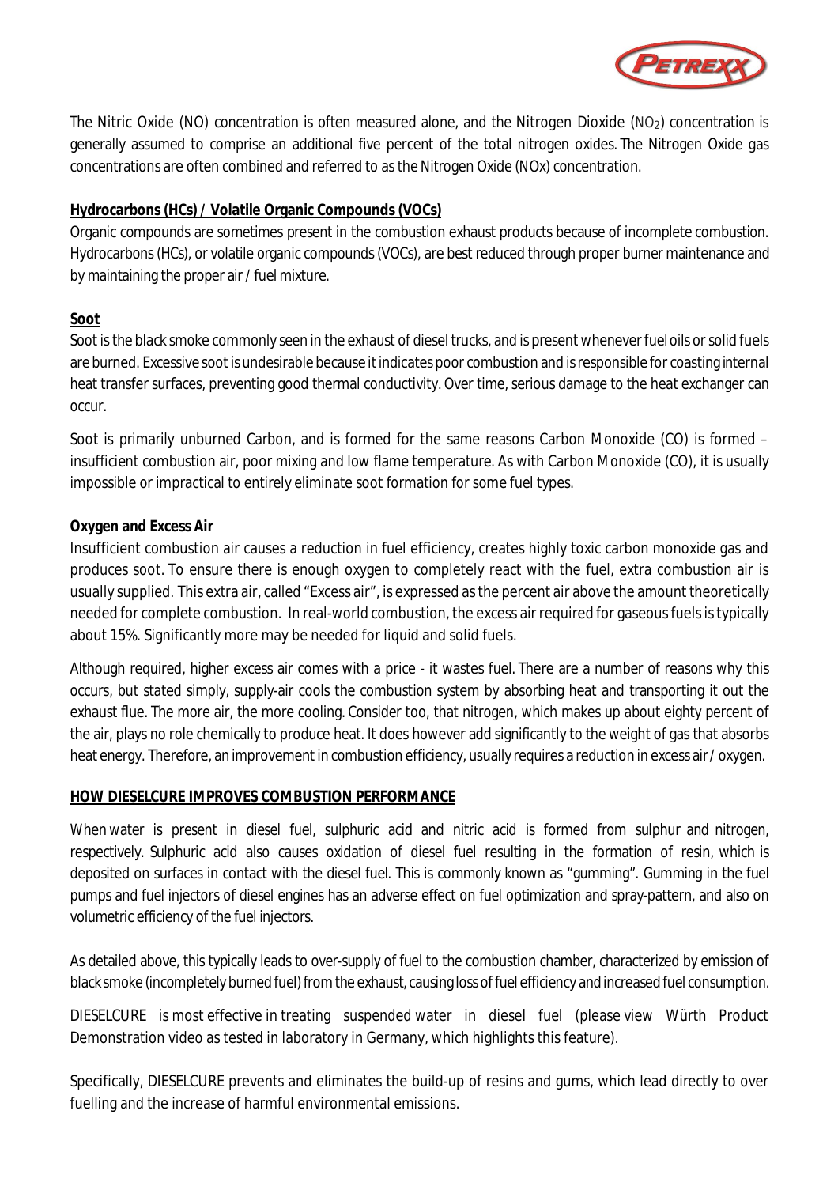The Nitric Oxide (NO) concentration is often measured alone, and the Nitrogen Dioxide ($NO_2$) concentration is generally assumed to comprise an additional five percent of the total nitrogen oxides. The Nitrogen Oxide gas concentrations are often combined and referred to as the Nitrogen Oxide (NOx) concentration.

**Hydrocarbons (HCs) / Volatile Organic Compounds (VOCs)**

Organic compounds are sometimes present in the combustion exhaust products because of incomplete combustion. Hydrocarbons (HCs), or volatile organic compounds (VOCs), are best reduced through proper burner maintenance and by maintaining the proper air / fuel mixture.

**Soot**

Soot is the black smoke commonly seen in the exhaust of diesel trucks, and is present whenever fuel oils or solid fuels are burned. Excessive soot is undesirable because it indicates poor combustion and is responsible for coasting internal heat transfer surfaces, preventing good thermal conductivity. Over time, serious damage to the heat exchanger can occur.

Soot is primarily unburned Carbon, and is formed for the same reasons Carbon Monoxide (CO) is formed – insufficient combustion air, poor mixing and low flame temperature. As with Carbon Monoxide (CO), it is usually impossible or impractical to entirely eliminate soot formation for some fuel types.

**Oxygen and Excess Air**

Insufficient combustion air causes a reduction in fuel efficiency, creates highly toxic carbon monoxide gas and produces soot. To ensure there is enough oxygen to completely react with the fuel, extra combustion air is usually supplied. This extra air, called "Excess air", is expressed as the percent air above the amount theoretically needed for complete combustion. In real-world combustion, the excess air required for gaseous fuels is typically about 15%. Significantly more may be needed for liquid and solid fuels.

Although required, higher excess air comes with a price - it wastes fuel. There are a number of reasons why this occurs, but stated simply, supply-air cools the combustion system by absorbing heat and transporting it out the exhaust flue. The more air, the more cooling. Consider too, that nitrogen, which makes up about eighty percent of the air, plays no role chemically to produce heat. It does however add significantly to the weight of gas that absorbs heat energy. Therefore, an improvement in combustion efficiency, usually requires a reduction in excess air / oxygen.

**HOW DIESELCURE IMPROVES COMBUSTION PERFORMANCE**

When water is present in diesel fuel, sulphuric acid and nitric acid is formed from sulphur and nitrogen, respectively. Sulphuric acid also causes oxidation of diesel fuel resulting in the formation of resin, which is deposited on surfaces in contact with the diesel fuel. This is commonly known as "gumming". Gumming in the fuel pumps and fuel injectors of diesel engines has an adverse effect on fuel optimization and spray-pattern, and also on volumetric efficiency of the fuel injectors.

As detailed above, this typically leads to over-supply of fuel to the combustion chamber, characterized by emission of black smoke (incompletely burned fuel) from the exhaust, causing loss of fuel efficiency and increased fuel consumption.

DIESELCURE is most effective in treating suspended water in diesel fuel (please view Würth Product Demonstration video as tested in laboratory in Germany, which highlights this feature).

Specifically, DIESELCURE prevents and eliminates the build-up of resins and gums, which lead directly to over fuelling and the increase of harmful environmental emissions.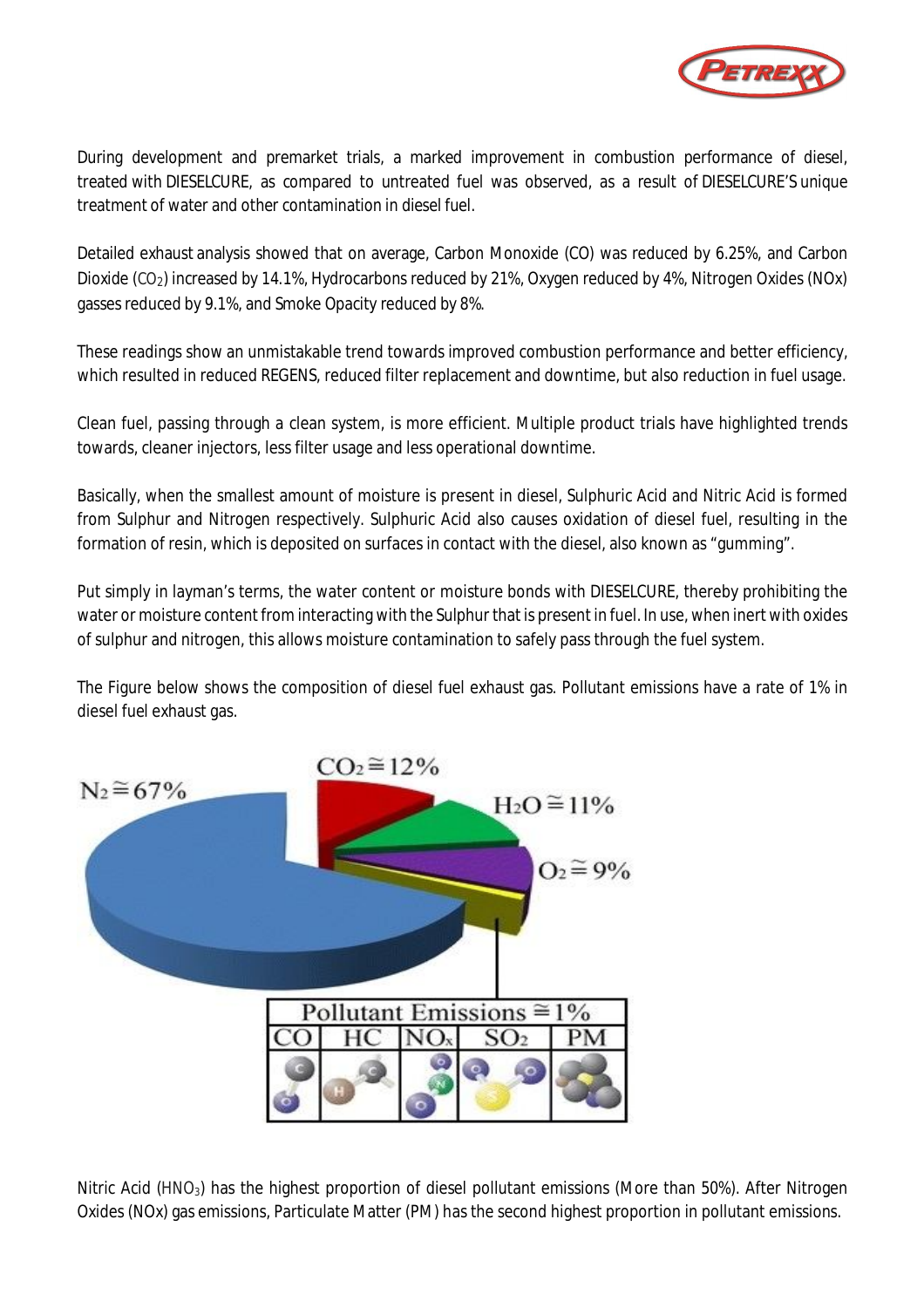During development and premarket trials, a marked improvement in combustion performance of diesel, treated with DIESELCURE, as compared to untreated fuel was observed, as a result of DIESELCURE'S unique treatment of water and other contamination in diesel fuel.

Detailed exhaust analysis showed that on average, Carbon Monoxide (CO) was reduced by 6.25%, and Carbon Dioxide ($CO_2$) increased by 14.1%, Hydrocarbons reduced by 21%, Oxygen reduced by 4%, Nitrogen Oxides (NOx) gasses reduced by 9.1%, and Smoke Opacity reduced by 8%.

These readings show an unmistakable trend towards improved combustion performance and better efficiency, which resulted in reduced REGENS, reduced filter replacement and downtime, but also reduction in fuel usage.

Clean fuel, passing through a clean system, is more efficient. Multiple product trials have highlighted trends towards, cleaner injectors, less filter usage and less operational downtime.

Basically, when the smallest amount of moisture is present in diesel, Sulphuric Acid and Nitric Acid is formed from Sulphur and Nitrogen respectively. Sulphuric Acid also causes oxidation of diesel fuel, resulting in the formation of resin, which is deposited on surfaces in contact with the diesel, also known as "gumming".

Put simply in layman's terms, the water content or moisture bonds with DIESELCURE, thereby prohibiting the water or moisture content from interacting with the Sulphur that is present in fuel. In use, when inert with oxides of sulphur and nitrogen, this allows moisture contamination to safely pass through the fuel system.

The Figure below shows the composition of diesel fuel exhaust gas. Pollutant emissions have a rate of 1% in diesel fuel exhaust gas.

$N_2 \cong 67\%$ | $CO_2 \cong 12\%$ | $H_2O \cong 11\%$ | $O_2 \cong 9\%$

| Pollutant Emissions ≅ 1% | | | | |
|---|---|---|---|---|
| CO | HC | $NO_x$ | $SO_2$ | PM |

Nitric Acid ($HNO_3$) has the highest proportion of diesel pollutant emissions (More than 50%). After Nitrogen Oxides (NOx) gas emissions, Particulate Matter (PM) has the second highest proportion in pollutant emissions.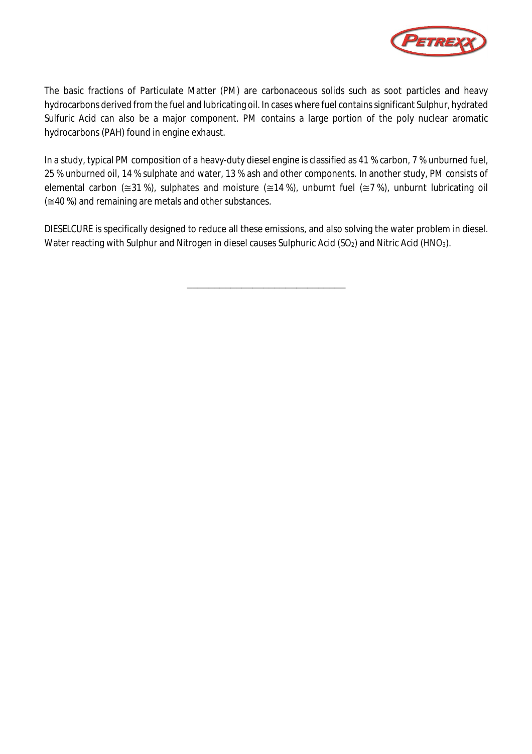The basic fractions of Particulate Matter (PM) are carbonaceous solids such as soot particles and heavy hydrocarbons derived from the fuel and lubricating oil. In cases where fuel contains significant Sulphur, hydrated Sulfuric Acid can also be a major component. PM contains a large portion of the poly nuclear aromatic hydrocarbons (PAH) found in engine exhaust.

In a study, typical PM composition of a heavy-duty diesel engine is classified as 41 % carbon, 7 % unburned fuel, 25 % unburned oil, 14 % sulphate and water, 13 % ash and other components. In another study, PM consists of elemental carbon (≅31 %), sulphates and moisture (≅14 %), unburnt fuel (≅7 %), unburnt lubricating oil (≅40 %) and remaining are metals and other substances.

DIESELCURE is specifically designed to reduce all these emissions, and also solving the water problem in diesel. Water reacting with Sulphur and Nitrogen in diesel causes Sulphuric Acid ($SO_2$) and Nitric Acid ($HNO_3$).

---